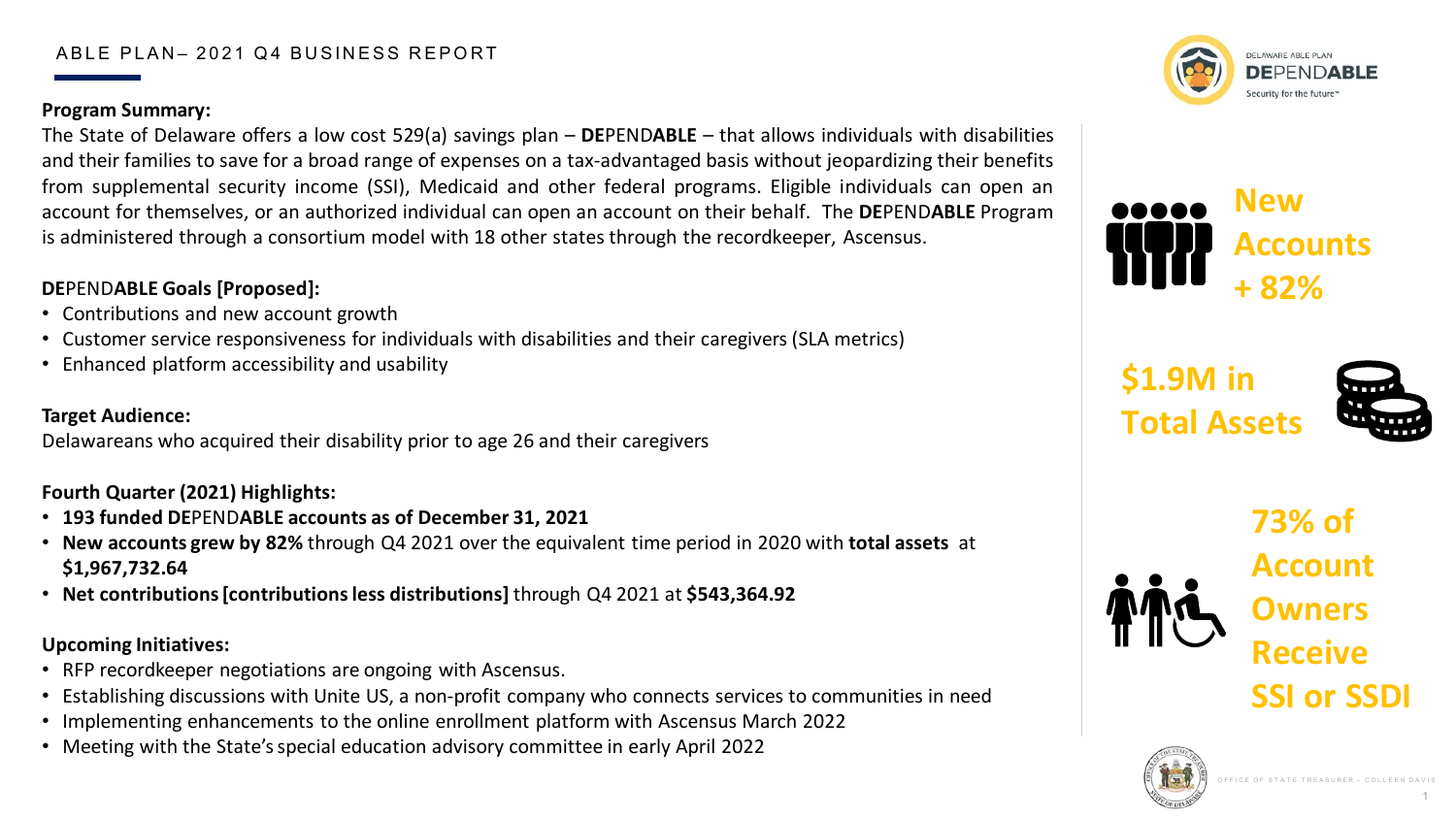ABLE PLAN– 2021 Q4 BUSINESS REPORT

**Program Summary:**

The State of Delaware offers a low cost 529(a) savings plan – **DE**PEND**ABLE** – that allows individuals with disabilities and their families to save for a broad range of expenses on a tax-advantaged basis without jeopardizing their benefits from supplemental security income (SSI), Medicaid and other federal programs. Eligible individuals can open an account for themselves, or an authorized individual can open an account on their behalf. The **DE**PEND**ABLE** Program is administered through a consortium model with 18 other states through the recordkeeper, Ascensus.

**DE**PEND**ABLE Goals [Proposed]:**

- Contributions and new account growth
- Customer service responsiveness for individuals with disabilities and their caregivers (SLA metrics)
- Enhanced platform accessibility and usability

**Target Audience:**

Delawareans who acquired their disability prior to age 26 and their caregivers

**Fourth Quarter (2021) Highlights:**

- **193 funded DE**PEND**ABLE accounts as of December 31, 2021**
- **New accounts grew by 82%** through Q4 2021 over the equivalent time period in 2020 with **total assets** at **$1,967,732.64**
- **Net contributions [contributions less distributions]** through Q4 2021 at **$543,364.92**

**Upcoming Initiatives:**

- RFP recordkeeper negotiations are ongoing with Ascensus.
- Establishing discussions with Unite US, a non-profit company who connects services to communities in need
- Implementing enhancements to the online enrollment platform with Ascensus March 2022
- Meeting with the State's special education advisory committee in early April 2022

DELAWARE ABLE PLAN **DE**PEND**ABLE** Security for the future™

**New Accounts + 82%**

**$1.9M in Total Assets**

**73% of Account Owners Receive SSI or SSDI**

OFFICE OF STATE TREASURER – COLLEEN DAVIS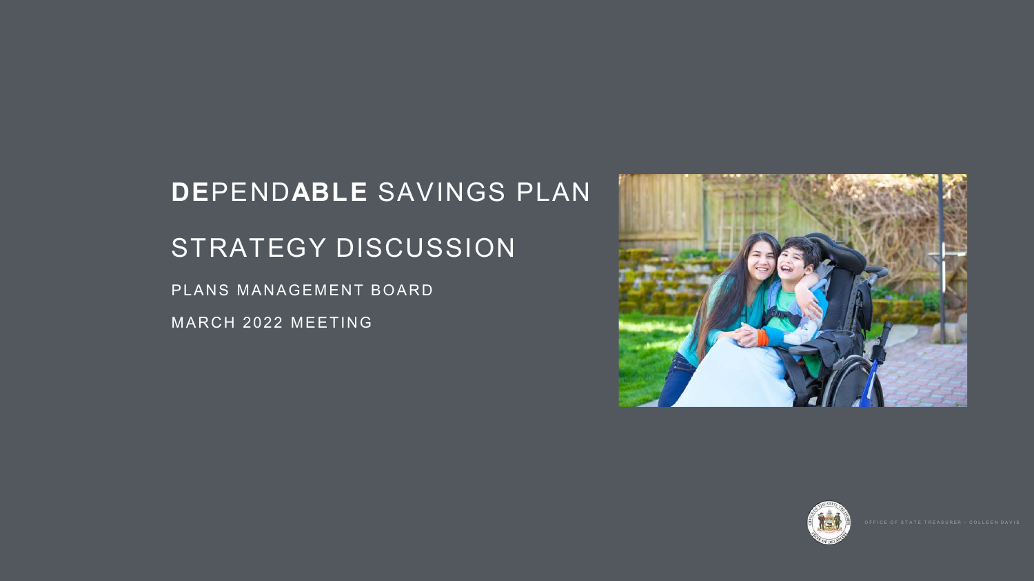# **DE**PEND**ABLE** SAVINGS PLAN

## STRATEGY DISCUSSION

PLANS MANAGEMENT BOARD

MARCH 2022 MEETING

OFFICE OF STATE TREASURER – COLLEEN DAVIS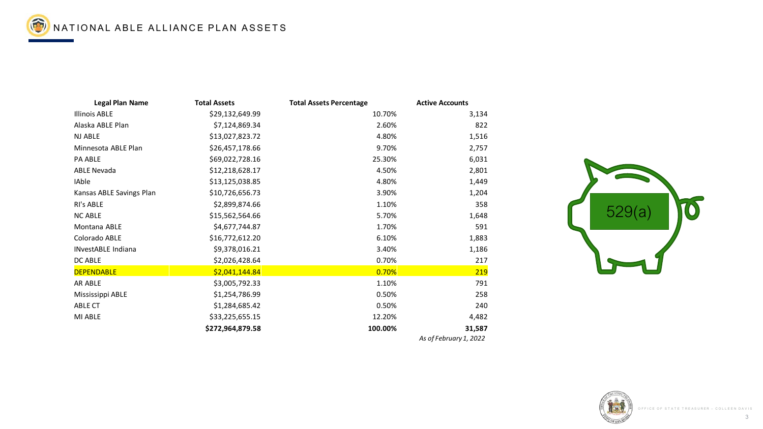# NATIONAL ABLE ALLIANCE PLAN ASSETS

| Legal Plan Name | Total Assets | Total Assets Percentage | Active Accounts |
|---|---|---|---|
| Illinois ABLE | $29,132,649.99 | 10.70% | 3,134 |
| Alaska ABLE Plan | $7,124,869.34 | 2.60% | 822 |
| NJ ABLE | $13,027,823.72 | 4.80% | 1,516 |
| Minnesota ABLE Plan | $26,457,178.66 | 9.70% | 2,757 |
| PA ABLE | $69,022,728.16 | 25.30% | 6,031 |
| ABLE Nevada | $12,218,628.17 | 4.50% | 2,801 |
| IAble | $13,125,038.85 | 4.80% | 1,449 |
| Kansas ABLE Savings Plan | $10,726,656.73 | 3.90% | 1,204 |
| RI's ABLE | $2,899,874.66 | 1.10% | 358 |
| NC ABLE | $15,562,564.66 | 5.70% | 1,648 |
| Montana ABLE | $4,677,744.87 | 1.70% | 591 |
| Colorado ABLE | $16,772,612.20 | 6.10% | 1,883 |
| INvestABLE Indiana | $9,378,016.21 | 3.40% | 1,186 |
| DC ABLE | $2,026,428.64 | 0.70% | 217 |
| DEPENDABLE | $2,041,144.84 | 0.70% | 219 |
| AR ABLE | $3,005,792.33 | 1.10% | 791 |
| Mississippi ABLE | $1,254,786.99 | 0.50% | 258 |
| ABLE CT | $1,284,685.42 | 0.50% | 240 |
| MI ABLE | $33,225,655.15 | 12.20% | 4,482 |
| | **$272,964,879.58** | **100.00%** | **31,587** |

*As of February 1, 2022*

529(a)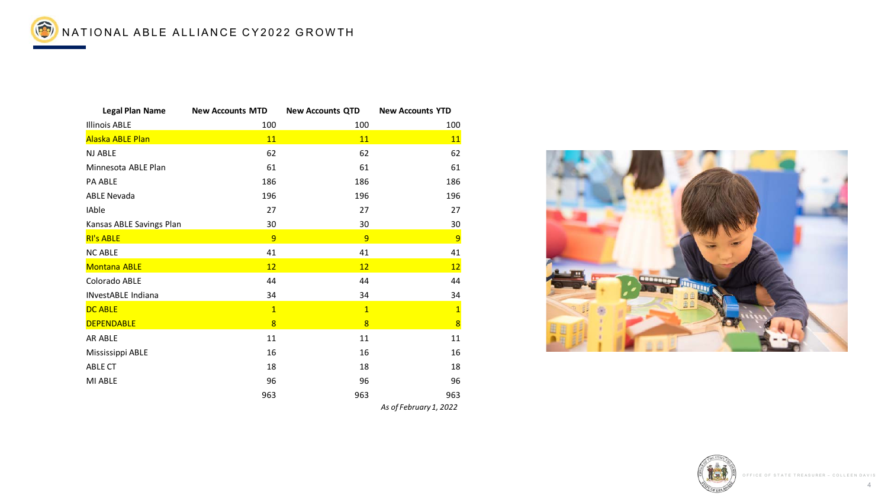# NATIONAL ABLE ALLIANCE CY2022 GROWTH

| Legal Plan Name | New Accounts MTD | New Accounts QTD | New Accounts YTD |
|---|---|---|---|
| Illinois ABLE | 100 | 100 | 100 |
| Alaska ABLE Plan | 11 | 11 | 11 |
| NJ ABLE | 62 | 62 | 62 |
| Minnesota ABLE Plan | 61 | 61 | 61 |
| PA ABLE | 186 | 186 | 186 |
| ABLE Nevada | 196 | 196 | 196 |
| IAble | 27 | 27 | 27 |
| Kansas ABLE Savings Plan | 30 | 30 | 30 |
| RI's ABLE | 9 | 9 | 9 |
| NC ABLE | 41 | 41 | 41 |
| Montana ABLE | 12 | 12 | 12 |
| Colorado ABLE | 44 | 44 | 44 |
| INvestABLE Indiana | 34 | 34 | 34 |
| DC ABLE | 1 | 1 | 1 |
| DEPENDABLE | 8 | 8 | 8 |
| AR ABLE | 11 | 11 | 11 |
| Mississippi ABLE | 16 | 16 | 16 |
| ABLE CT | 18 | 18 | 18 |
| MI ABLE | 96 | 96 | 96 |
| | 963 | 963 | 963 |

*As of February 1, 2022*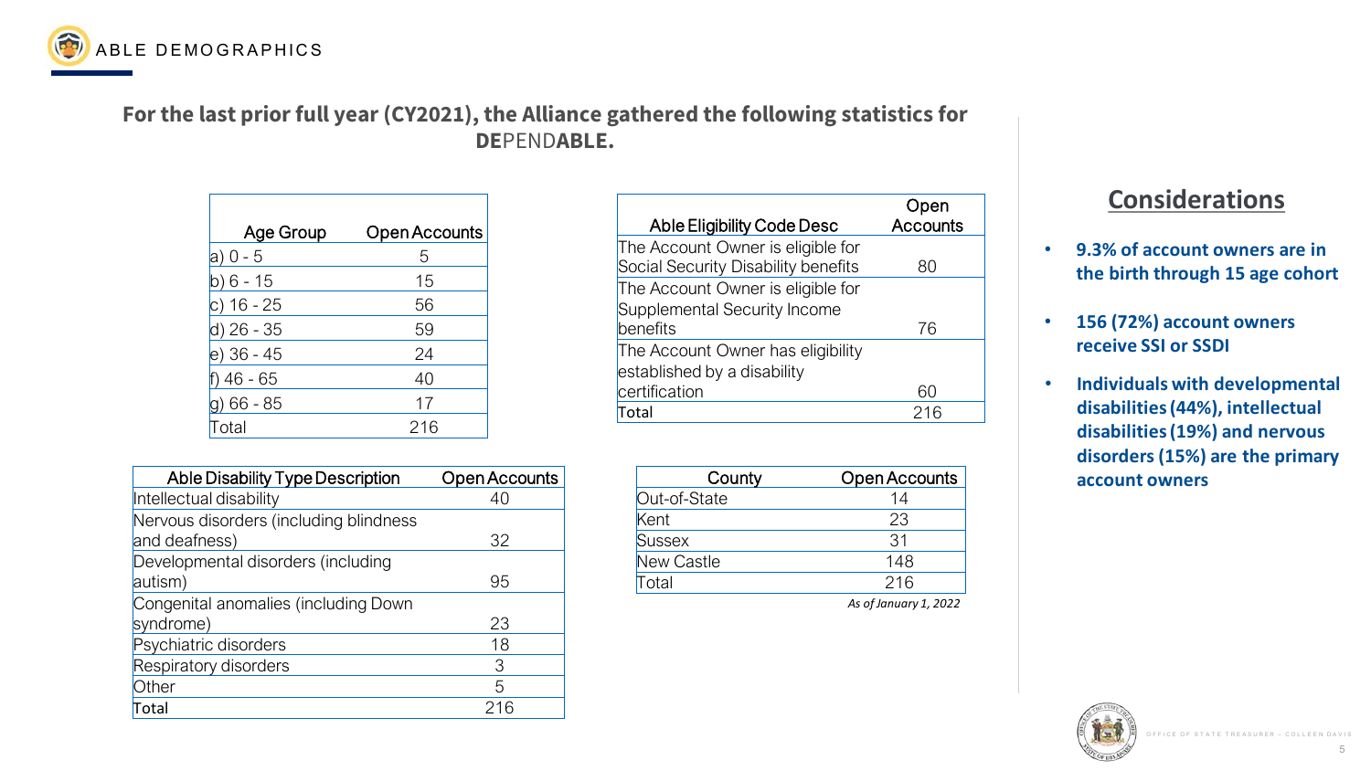# ABLE DEMOGRAPHICS

**For the last prior full year (CY2021), the Alliance gathered the following statistics for DEPENDABLE.**

| Age Group | Open Accounts |
|---|---|
| a) 0 - 5 | 5 |
| b) 6 - 15 | 15 |
| c) 16 - 25 | 56 |
| d) 26 - 35 | 59 |
| e) 36 - 45 | 24 |
| f) 46 - 65 | 40 |
| g) 66 - 85 | 17 |
| Total | 216 |

| Able Eligibility Code Desc | Open Accounts |
|---|---|
| The Account Owner is eligible for Social Security Disability benefits | 80 |
| The Account Owner is eligible for Supplemental Security Income benefits | 76 |
| The Account Owner has eligibility established by a disability certification | 60 |
| Total | 216 |

| Able Disability Type Description | Open Accounts |
|---|---|
| Intellectual disability | 40 |
| Nervous disorders (including blindness and deafness) | 32 |
| Developmental disorders (including autism) | 95 |
| Congenital anomalies (including Down syndrome) | 23 |
| Psychiatric disorders | 18 |
| Respiratory disorders | 3 |
| Other | 5 |
| Total | 216 |

| County | Open Accounts |
|---|---|
| Out-of-State | 14 |
| Kent | 23 |
| Sussex | 31 |
| New Castle | 148 |
| Total | 216 |

*As of January 1, 2022*

## Considerations

- **9.3% of account owners are in the birth through 15 age cohort**
- **156 (72%) account owners receive SSI or SSDI**
- **Individuals with developmental disabilities (44%), intellectual disabilities (19%) and nervous disorders (15%) are the primary account owners**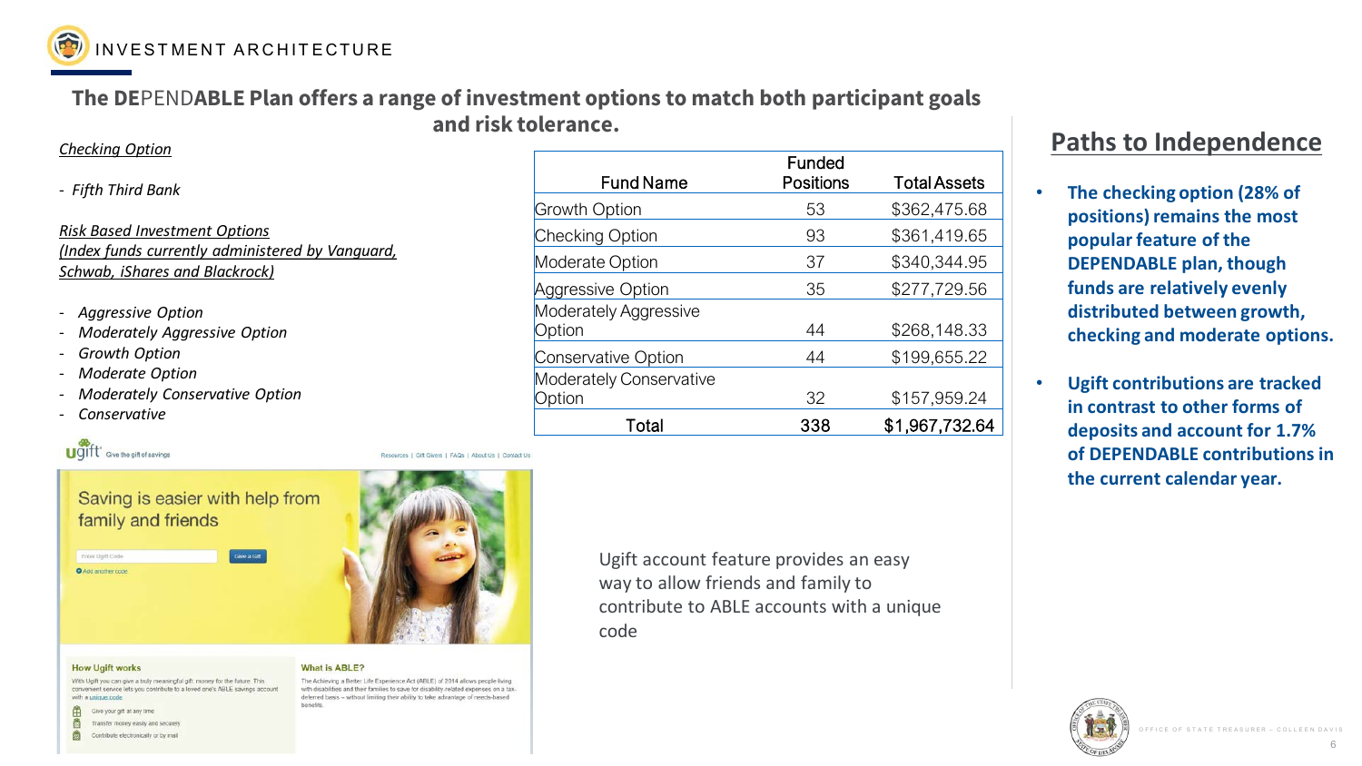INVESTMENT ARCHITECTURE

## The DEPENDABLE Plan offers a range of investment options to match both participant goals and risk tolerance.

*Checking Option*

- *Fifth Third Bank*

*Risk Based Investment Options (Index funds currently administered by Vanguard, Schwab, iShares and Blackrock)*

- *Aggressive Option*
- *Moderately Aggressive Option*
- *Growth Option*
- *Moderate Option*
- *Moderately Conservative Option*
- *Conservative*

| Fund Name | Funded Positions | Total Assets |
|---|---|---|
| Growth Option | 53 | $362,475.68 |
| Checking Option | 93 | $361,419.65 |
| Moderate Option | 37 | $340,344.95 |
| Aggressive Option | 35 | $277,729.56 |
| Moderately Aggressive Option | 44 | $268,148.33 |
| Conservative Option | 44 | $199,655.22 |
| Moderately Conservative Option | 32 | $157,959.24 |
| Total | 338 | $1,967,732.64 |

Ugift account feature provides an easy way to allow friends and family to contribute to ABLE accounts with a unique code

## Paths to Independence

- **The checking option (28% of positions) remains the most popular feature of the DEPENDABLE plan, though funds are relatively evenly distributed between growth, checking and moderate options.**
- **Ugift contributions are tracked in contrast to other forms of deposits and account for 1.7% of DEPENDABLE contributions in the current calendar year.**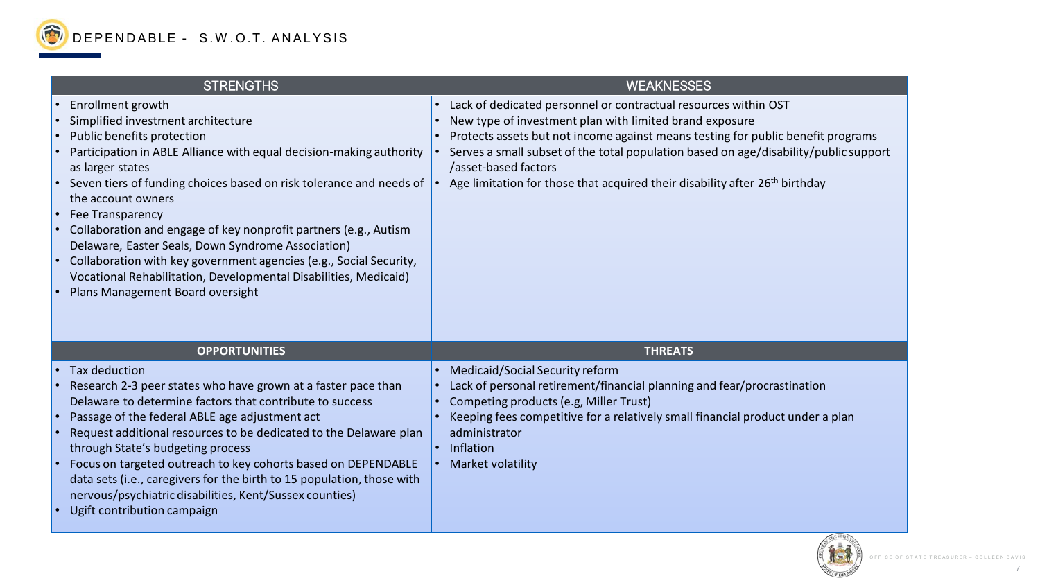# DEPENDABLE - S.W.O.T. ANALYSIS

## STRENGTHS

- Enrollment growth
- Simplified investment architecture
- Public benefits protection
- Participation in ABLE Alliance with equal decision-making authority as larger states
- Seven tiers of funding choices based on risk tolerance and needs of the account owners
- Fee Transparency
- Collaboration and engage of key nonprofit partners (e.g., Autism Delaware, Easter Seals, Down Syndrome Association)
- Collaboration with key government agencies (e.g., Social Security, Vocational Rehabilitation, Developmental Disabilities, Medicaid)
- Plans Management Board oversight

## WEAKNESSES

- Lack of dedicated personnel or contractual resources within OST
- New type of investment plan with limited brand exposure
- Protects assets but not income against means testing for public benefit programs
- Serves a small subset of the total population based on age/disability/public support /asset-based factors
- Age limitation for those that acquired their disability after 26th birthday

## OPPORTUNITIES

- Tax deduction
- Research 2-3 peer states who have grown at a faster pace than Delaware to determine factors that contribute to success
- Passage of the federal ABLE age adjustment act
- Request additional resources to be dedicated to the Delaware plan through State's budgeting process
- Focus on targeted outreach to key cohorts based on DEPENDABLE data sets (i.e., caregivers for the birth to 15 population, those with nervous/psychiatric disabilities, Kent/Sussex counties)
- Ugift contribution campaign

## THREATS

- Medicaid/Social Security reform
- Lack of personal retirement/financial planning and fear/procrastination
- Competing products (e.g, Miller Trust)
- Keeping fees competitive for a relatively small financial product under a plan administrator
- Inflation
- Market volatility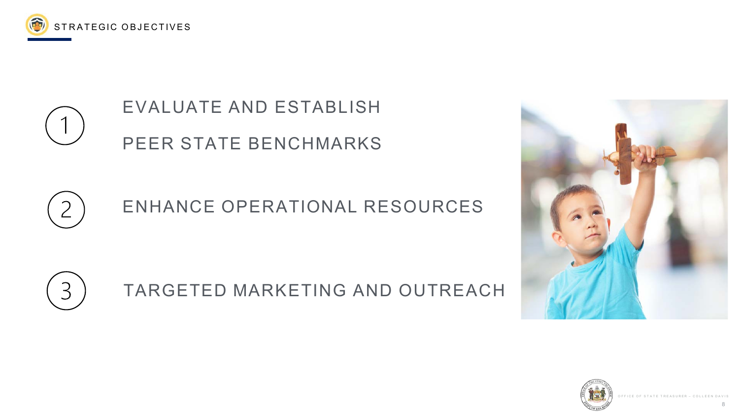## STRATEGIC OBJECTIVES

1. EVALUATE AND ESTABLISH PEER STATE BENCHMARKS
2. ENHANCE OPERATIONAL RESOURCES
3. TARGETED MARKETING AND OUTREACH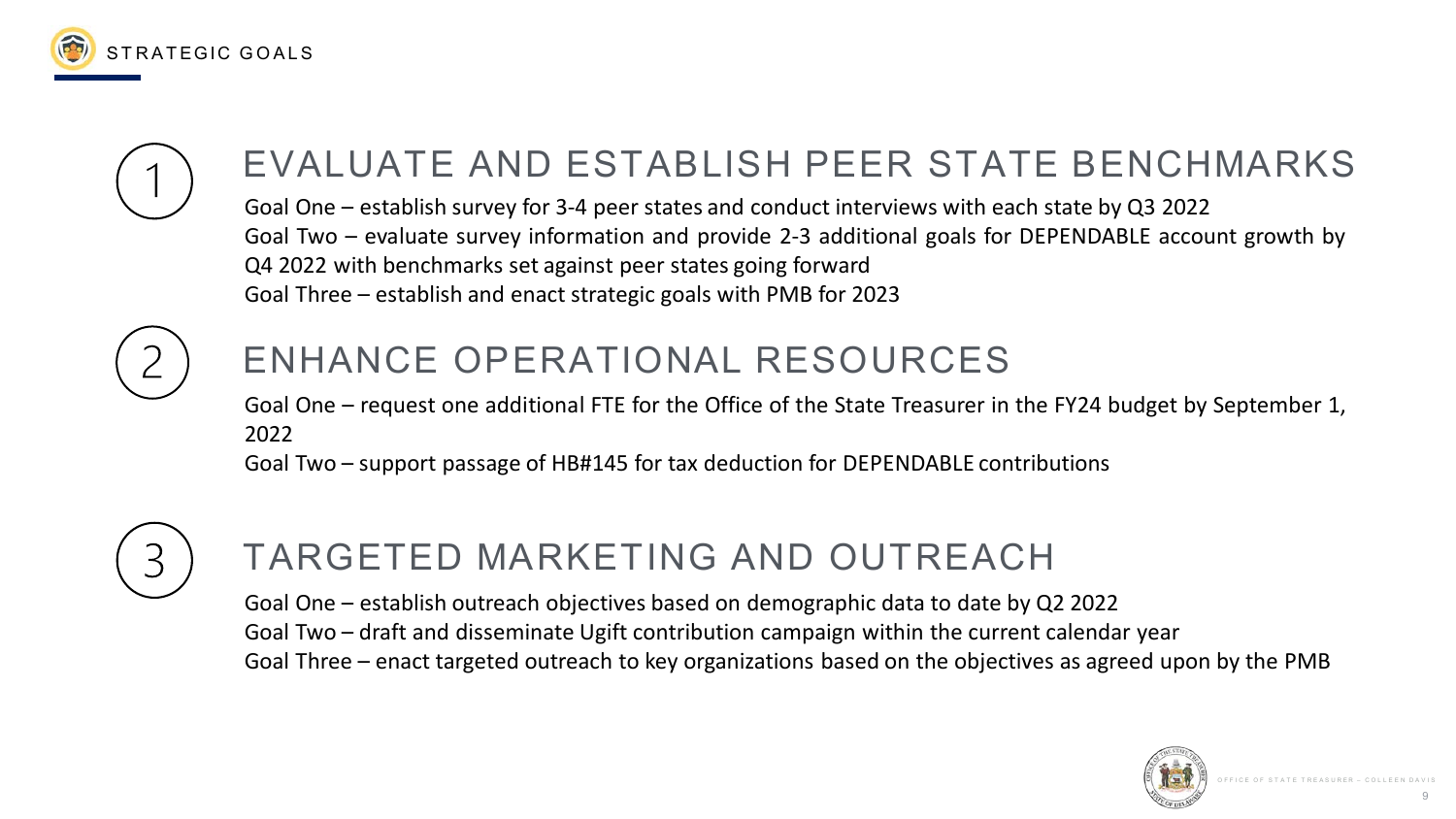# STRATEGIC GOALS

## 1 EVALUATE AND ESTABLISH PEER STATE BENCHMARKS

Goal One – establish survey for 3-4 peer states and conduct interviews with each state by Q3 2022

Goal Two – evaluate survey information and provide 2-3 additional goals for DEPENDABLE account growth by Q4 2022 with benchmarks set against peer states going forward

Goal Three – establish and enact strategic goals with PMB for 2023

## 2 ENHANCE OPERATIONAL RESOURCES

Goal One – request one additional FTE for the Office of the State Treasurer in the FY24 budget by September 1, 2022

Goal Two – support passage of HB#145 for tax deduction for DEPENDABLE contributions

## 3 TARGETED MARKETING AND OUTREACH

Goal One – establish outreach objectives based on demographic data to date by Q2 2022

Goal Two – draft and disseminate Ugift contribution campaign within the current calendar year

Goal Three – enact targeted outreach to key organizations based on the objectives as agreed upon by the PMB